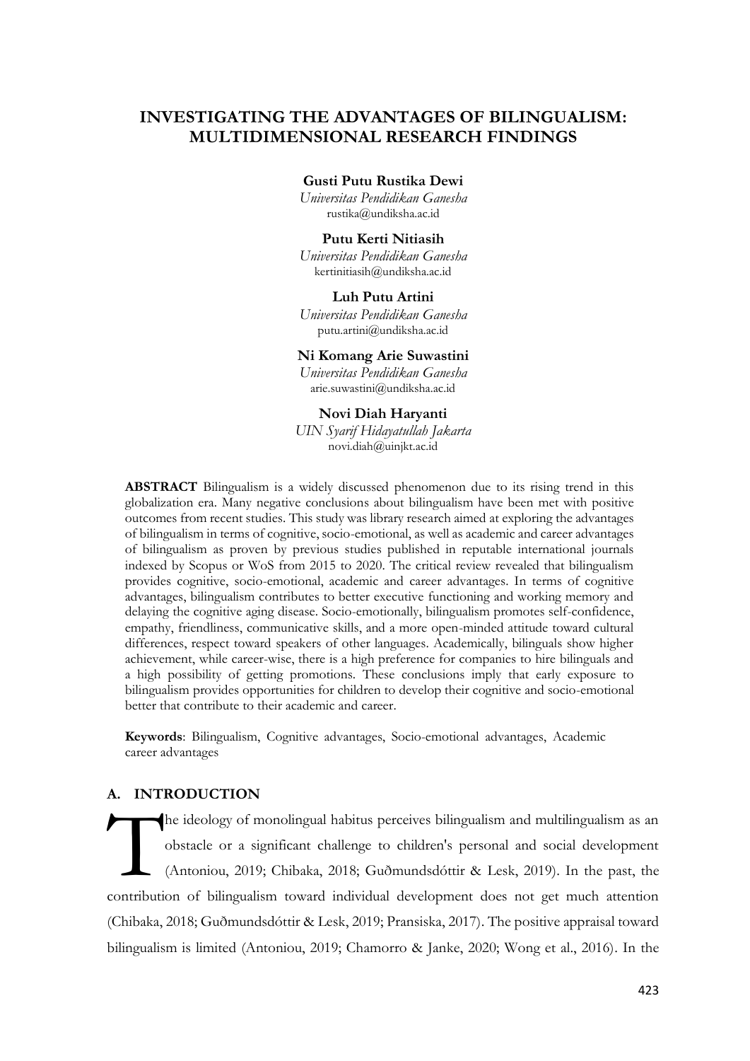# INVESTIGATING THE ADVANTAGES OF BILINGUALISM: MULTIDIMENSIONAL RESEARCH FINDINGS

**Gusti Putu Rustika Dewi**
*Universitas Pendidikan Ganesha*
rustika@undiksha.ac.id

**Putu Kerti Nitiasih**
*Universitas Pendidikan Ganesha*
kertinitiasih@undiksha.ac.id

**Luh Putu Artini**
*Universitas Pendidikan Ganesha*
putu.artini@undiksha.ac.id

**Ni Komang Arie Suwastini**
*Universitas Pendidikan Ganesha*
arie.suwastini@undiksha.ac.id

**Novi Diah Haryanti**
*UIN Syarif Hidayatullah Jakarta*
novi.diah@uinjkt.ac.id

**ABSTRACT** Bilingualism is a widely discussed phenomenon due to its rising trend in this globalization era. Many negative conclusions about bilingualism have been met with positive outcomes from recent studies. This study was library research aimed at exploring the advantages of bilingualism in terms of cognitive, socio-emotional, as well as academic and career advantages of bilingualism as proven by previous studies published in reputable international journals indexed by Scopus or WoS from 2015 to 2020. The critical review revealed that bilingualism provides cognitive, socio-emotional, academic and career advantages. In terms of cognitive advantages, bilingualism contributes to better executive functioning and working memory and delaying the cognitive aging disease. Socio-emotionally, bilingualism promotes self-confidence, empathy, friendliness, communicative skills, and a more open-minded attitude toward cultural differences, respect toward speakers of other languages. Academically, bilinguals show higher achievement, while career-wise, there is a high preference for companies to hire bilinguals and a high possibility of getting promotions. These conclusions imply that early exposure to bilingualism provides opportunities for children to develop their cognitive and socio-emotional better that contribute to their academic and career.

**Keywords**: Bilingualism, Cognitive advantages, Socio-emotional advantages, Academic career advantages

## A. INTRODUCTION

The ideology of monolingual habitus perceives bilingualism and multilingualism as an obstacle or a significant challenge to children's personal and social development (Antoniou, 2019; Chibaka, 2018; Guðmundsdóttir & Lesk, 2019). In the past, the contribution of bilingualism toward individual development does not get much attention (Chibaka, 2018; Guðmundsdóttir & Lesk, 2019; Pransiska, 2017). The positive appraisal toward bilingualism is limited (Antoniou, 2019; Chamorro & Janke, 2020; Wong et al., 2016). In the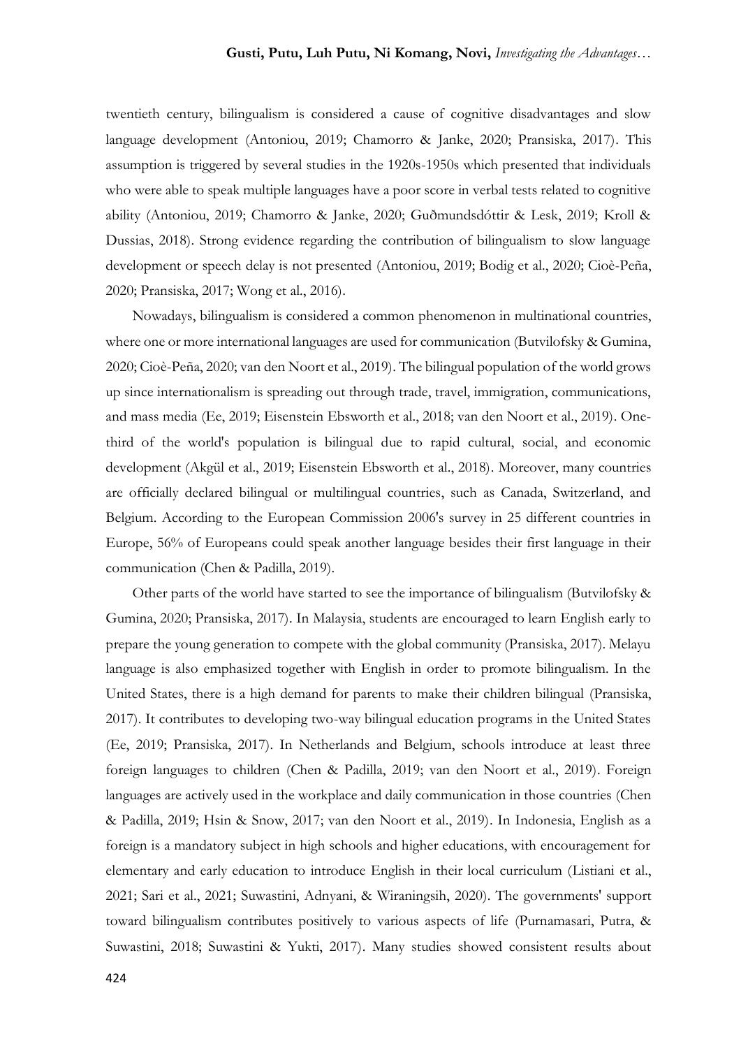twentieth century, bilingualism is considered a cause of cognitive disadvantages and slow language development (Antoniou, 2019; Chamorro & Janke, 2020; Pransiska, 2017). This assumption is triggered by several studies in the 1920s-1950s which presented that individuals who were able to speak multiple languages have a poor score in verbal tests related to cognitive ability (Antoniou, 2019; Chamorro & Janke, 2020; Guðmundsdóttir & Lesk, 2019; Kroll & Dussias, 2018). Strong evidence regarding the contribution of bilingualism to slow language development or speech delay is not presented (Antoniou, 2019; Bodig et al., 2020; Cioè-Peña, 2020; Pransiska, 2017; Wong et al., 2016).

Nowadays, bilingualism is considered a common phenomenon in multinational countries, where one or more international languages are used for communication (Butvilofsky & Gumina, 2020; Cioè-Peña, 2020; van den Noort et al., 2019). The bilingual population of the world grows up since internationalism is spreading out through trade, travel, immigration, communications, and mass media (Ee, 2019; Eisenstein Ebsworth et al., 2018; van den Noort et al., 2019). One-third of the world's population is bilingual due to rapid cultural, social, and economic development (Akgül et al., 2019; Eisenstein Ebsworth et al., 2018). Moreover, many countries are officially declared bilingual or multilingual countries, such as Canada, Switzerland, and Belgium. According to the European Commission 2006's survey in 25 different countries in Europe, 56% of Europeans could speak another language besides their first language in their communication (Chen & Padilla, 2019).

Other parts of the world have started to see the importance of bilingualism (Butvilofsky & Gumina, 2020; Pransiska, 2017). In Malaysia, students are encouraged to learn English early to prepare the young generation to compete with the global community (Pransiska, 2017). Melayu language is also emphasized together with English in order to promote bilingualism. In the United States, there is a high demand for parents to make their children bilingual (Pransiska, 2017). It contributes to developing two-way bilingual education programs in the United States (Ee, 2019; Pransiska, 2017). In Netherlands and Belgium, schools introduce at least three foreign languages to children (Chen & Padilla, 2019; van den Noort et al., 2019). Foreign languages are actively used in the workplace and daily communication in those countries (Chen & Padilla, 2019; Hsin & Snow, 2017; van den Noort et al., 2019). In Indonesia, English as a foreign is a mandatory subject in high schools and higher educations, with encouragement for elementary and early education to introduce English in their local curriculum (Listiani et al., 2021; Sari et al., 2021; Suwastini, Adnyani, & Wiraningsih, 2020). The governments' support toward bilingualism contributes positively to various aspects of life (Purnamasari, Putra, & Suwastini, 2018; Suwastini & Yukti, 2017). Many studies showed consistent results about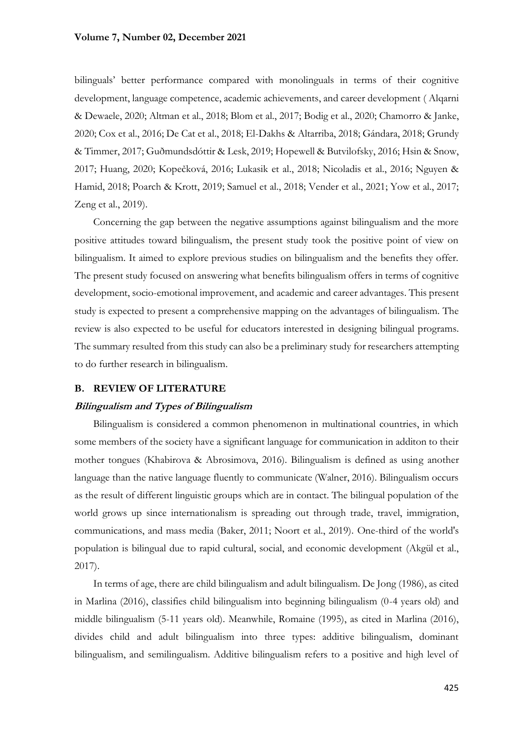bilinguals' better performance compared with monolinguals in terms of their cognitive development, language competence, academic achievements, and career development ( Alqarni & Dewaele, 2020; Altman et al., 2018; Blom et al., 2017; Bodig et al., 2020; Chamorro & Janke, 2020; Cox et al., 2016; De Cat et al., 2018; El-Dakhs & Altarriba, 2018; Gándara, 2018; Grundy & Timmer, 2017; Guðmundsdóttir & Lesk, 2019; Hopewell & Butvilofsky, 2016; Hsin & Snow, 2017; Huang, 2020; Kopečková, 2016; Lukasik et al., 2018; Nicoladis et al., 2016; Nguyen & Hamid, 2018; Poarch & Krott, 2019; Samuel et al., 2018; Vender et al., 2021; Yow et al., 2017; Zeng et al., 2019).

Concerning the gap between the negative assumptions against bilingualism and the more positive attitudes toward bilingualism, the present study took the positive point of view on bilingualism. It aimed to explore previous studies on bilingualism and the benefits they offer. The present study focused on answering what benefits bilingualism offers in terms of cognitive development, socio-emotional improvement, and academic and career advantages. This present study is expected to present a comprehensive mapping on the advantages of bilingualism. The review is also expected to be useful for educators interested in designing bilingual programs. The summary resulted from this study can also be a preliminary study for researchers attempting to do further research in bilingualism.

## B. REVIEW OF LITERATURE

### *Bilingualism and Types of Bilingualism*

Bilingualism is considered a common phenomenon in multinational countries, in which some members of the society have a significant language for communication in additon to their mother tongues (Khabirova & Abrosimova, 2016). Bilingualism is defined as using another language than the native language fluently to communicate (Walner, 2016). Bilingualism occurs as the result of different linguistic groups which are in contact. The bilingual population of the world grows up since internationalism is spreading out through trade, travel, immigration, communications, and mass media (Baker, 2011; Noort et al., 2019). One-third of the world's population is bilingual due to rapid cultural, social, and economic development (Akgül et al., 2017).

In terms of age, there are child bilingualism and adult bilingualism. De Jong (1986), as cited in Marlina (2016), classifies child bilingualism into beginning bilingualism (0-4 years old) and middle bilingualism (5-11 years old). Meanwhile, Romaine (1995), as cited in Marlina (2016), divides child and adult bilingualism into three types: additive bilingualism, dominant bilingualism, and semilingualism. Additive bilingualism refers to a positive and high level of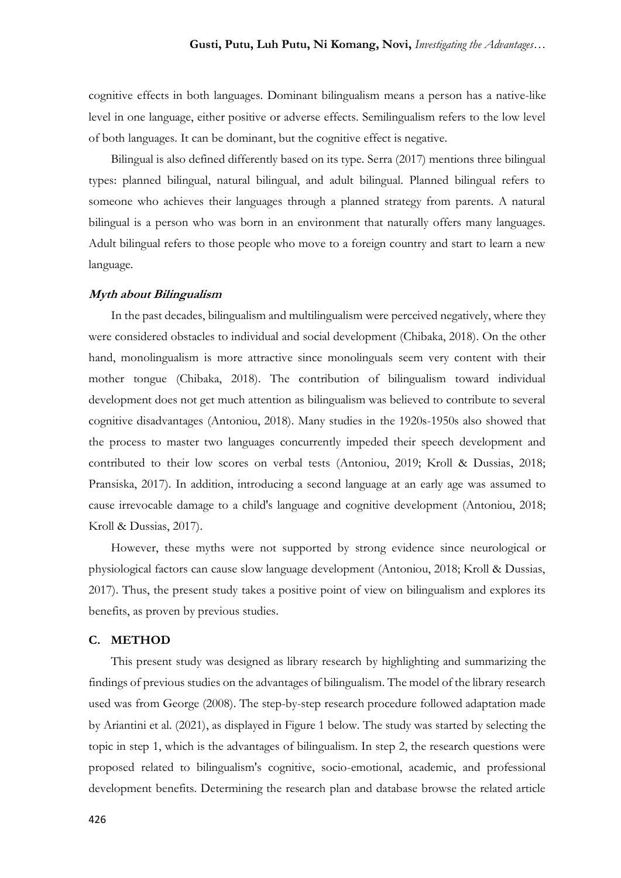cognitive effects in both languages. Dominant bilingualism means a person has a native-like level in one language, either positive or adverse effects. Semilingualism refers to the low level of both languages. It can be dominant, but the cognitive effect is negative.

Bilingual is also defined differently based on its type. Serra (2017) mentions three bilingual types: planned bilingual, natural bilingual, and adult bilingual. Planned bilingual refers to someone who achieves their languages through a planned strategy from parents. A natural bilingual is a person who was born in an environment that naturally offers many languages. Adult bilingual refers to those people who move to a foreign country and start to learn a new language.

### *Myth about Bilingualism*

In the past decades, bilingualism and multilingualism were perceived negatively, where they were considered obstacles to individual and social development (Chibaka, 2018). On the other hand, monolingualism is more attractive since monolinguals seem very content with their mother tongue (Chibaka, 2018). The contribution of bilingualism toward individual development does not get much attention as bilingualism was believed to contribute to several cognitive disadvantages (Antoniou, 2018). Many studies in the 1920s-1950s also showed that the process to master two languages concurrently impeded their speech development and contributed to their low scores on verbal tests (Antoniou, 2019; Kroll & Dussias, 2018; Pransiska, 2017). In addition, introducing a second language at an early age was assumed to cause irrevocable damage to a child's language and cognitive development (Antoniou, 2018; Kroll & Dussias, 2017).

However, these myths were not supported by strong evidence since neurological or physiological factors can cause slow language development (Antoniou, 2018; Kroll & Dussias, 2017). Thus, the present study takes a positive point of view on bilingualism and explores its benefits, as proven by previous studies.

## C. METHOD

This present study was designed as library research by highlighting and summarizing the findings of previous studies on the advantages of bilingualism. The model of the library research used was from George (2008). The step-by-step research procedure followed adaptation made by Ariantini et al. (2021), as displayed in Figure 1 below. The study was started by selecting the topic in step 1, which is the advantages of bilingualism. In step 2, the research questions were proposed related to bilingualism's cognitive, socio-emotional, academic, and professional development benefits. Determining the research plan and database browse the related article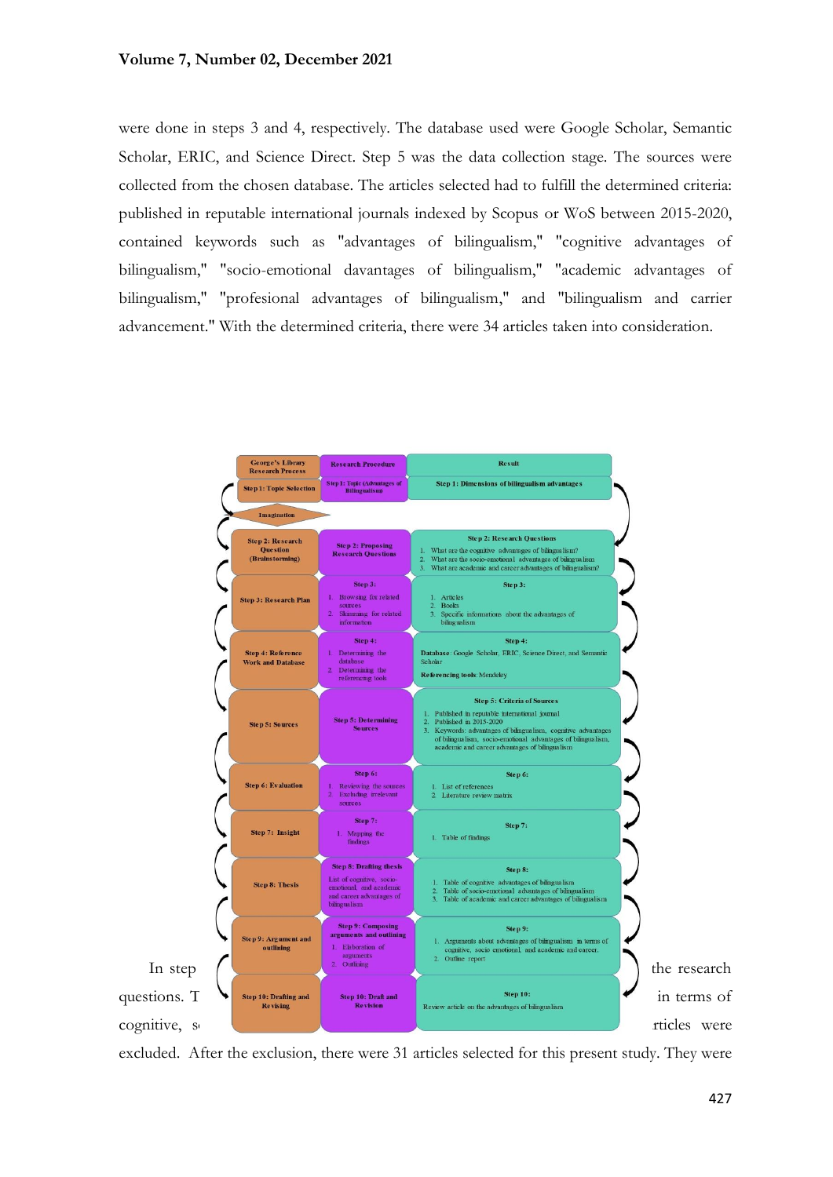were done in steps 3 and 4, respectively. The database used were Google Scholar, Semantic Scholar, ERIC, and Science Direct. Step 5 was the data collection stage. The sources were collected from the chosen database. The articles selected had to fulfill the determined criteria: published in reputable international journals indexed by Scopus or WoS between 2015-2020, contained keywords such as "advantages of bilingualism," "cognitive advantages of bilingualism," "socio-emotional davantages of bilingualism," "academic advantages of bilingualism," "profesional advantages of bilingualism," and "bilingualism and carrier advancement." With the determined criteria, there were 34 articles taken into consideration.

| George's Library Research Process | Research Procedure | Result |
|---|---|---|
| Step 1: Topic Selection | Step 1: Topic (Advantages of Bilingualism) | Step 1: Dimensions of bilingualism advantages |
| Imagination | | |
| Step 2: Research Question (Brainstorming) | Step 2: Proposing Research Questions | Step 2: Research Questions<br>1. What are the cognitive advantages of bilingualism?<br>2. What are the socio-emotional advantages of bilingualism<br>3. What are academic and career advantages of bilingualism? |
| Step 3: Research Plan | Step 3:<br>1. Browsing for related sources<br>2. Skimming for related information | Step 3:<br>1. Articles<br>2. Books<br>3. Specific information about the advantages of bilingualism |
| Step 4: Reference Work and Database | Step 4:<br>1. Determining the database<br>2. Determining the referencing tools | Step 4:<br>Database: Google Scholar, ERIC, Science Direct, and Semantic Scholar<br>Referencing tools: Mendeley |
| Step 5: Sources | Step 5: Determining Sources | Step 5: Criteria of Sources<br>1. Published in reputable international journal<br>2. Published in 2015-2020<br>3. Keywords: advantages of bilingualism, cognitive advantages of bilingualism, socio-emotional advantages of bilingualism, academic and career advantages of bilingualism |
| Step 6: Evaluation | Step 6:<br>1. Reviewing the sources<br>2. Excluding irrelevant sources | Step 6:<br>1. List of references<br>2. Literature review matrix |
| Step 7: Insight | Step 7:<br>1. Mapping the findings | Step 7:<br>1. Table of findings |
| Step 8: Thesis | Step 8: Drafting thesis<br>List of cognitive, socio-emotional, and academic and career advantages of bilingualism | Step 8:<br>1. Table of cognitive advantages of bilingualism<br>2. Table of socio-emotional advantages of bilingualism<br>3. Table of academic and career advantages of bilingualism |
| Step 9: Argument and outlining | Step 9: Composing arguments and outlining<br>1. Elaboration of arguments<br>2. Outlining | Step 9:<br>1. Arguments about advantages of bilingualism in terms of cognitive, socio emotional, and academic and career.<br>2. Outline report |
| Step 10: Drafting and Revising | Step 10: Draft and Revision | Step 10:<br>Review article on the advantages of bilingualism |

In step ... the research questions. T... in terms of cognitive, s... rticles were excluded. After the exclusion, there were 31 articles selected for this present study. They were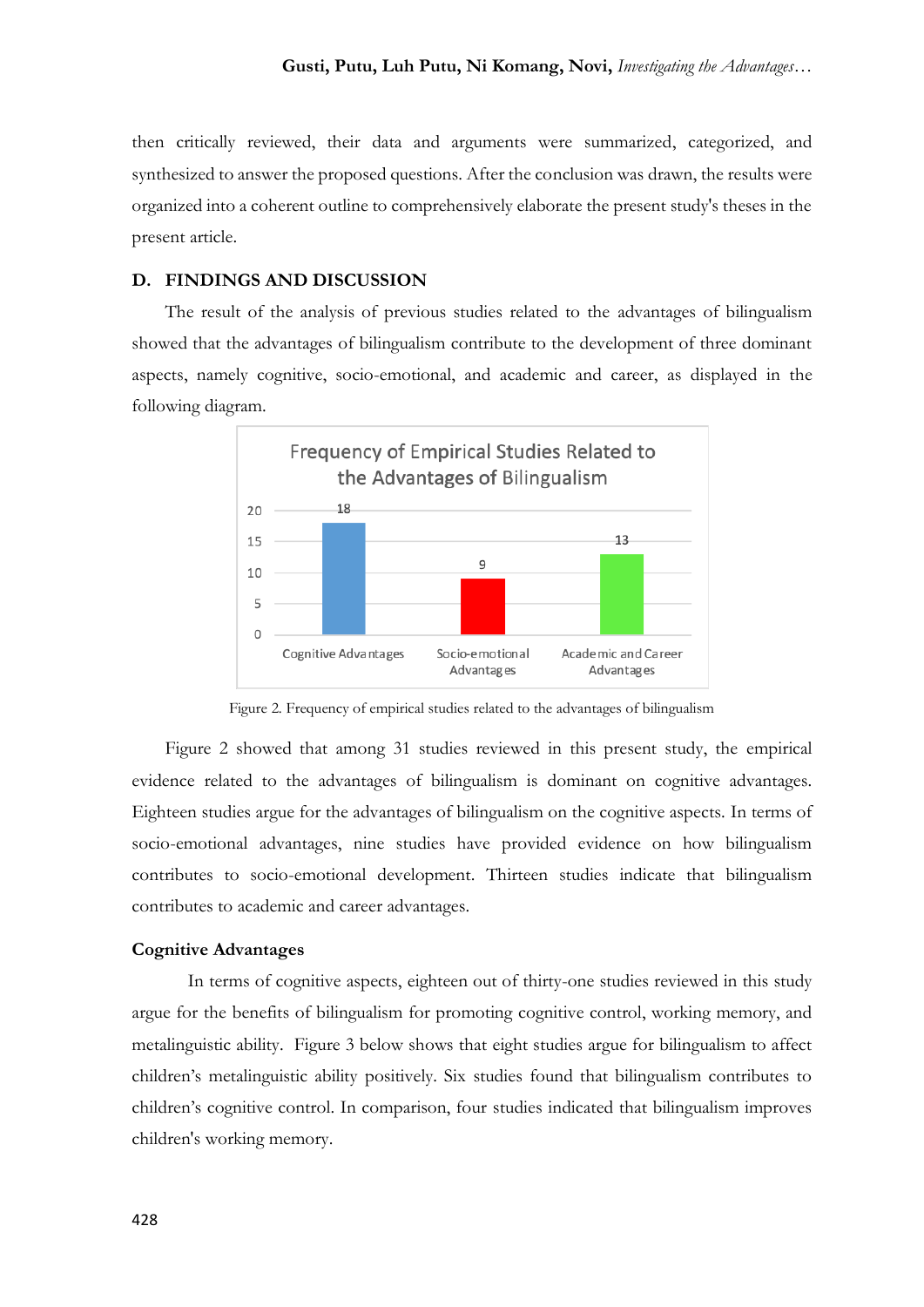then critically reviewed, their data and arguments were summarized, categorized, and synthesized to answer the proposed questions. After the conclusion was drawn, the results were organized into a coherent outline to comprehensively elaborate the present study's theses in the present article.

## D. FINDINGS AND DISCUSSION

The result of the analysis of previous studies related to the advantages of bilingualism showed that the advantages of bilingualism contribute to the development of three dominant aspects, namely cognitive, socio-emotional, and academic and career, as displayed in the following diagram.

Figure 2. Frequency of empirical studies related to the advantages of bilingualism

Figure 2 showed that among 31 studies reviewed in this present study, the empirical evidence related to the advantages of bilingualism is dominant on cognitive advantages. Eighteen studies argue for the advantages of bilingualism on the cognitive aspects. In terms of socio-emotional advantages, nine studies have provided evidence on how bilingualism contributes to socio-emotional development. Thirteen studies indicate that bilingualism contributes to academic and career advantages.

### Cognitive Advantages

In terms of cognitive aspects, eighteen out of thirty-one studies reviewed in this study argue for the benefits of bilingualism for promoting cognitive control, working memory, and metalinguistic ability. Figure 3 below shows that eight studies argue for bilingualism to affect children's metalinguistic ability positively. Six studies found that bilingualism contributes to children's cognitive control. In comparison, four studies indicated that bilingualism improves children's working memory.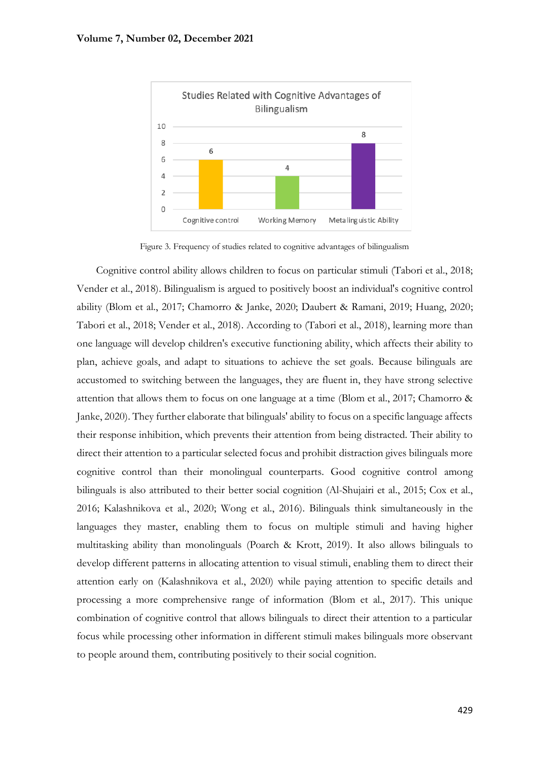Figure 3. Frequency of studies related to cognitive advantages of bilingualism

Cognitive control ability allows children to focus on particular stimuli (Tabori et al., 2018; Vender et al., 2018). Bilingualism is argued to positively boost an individual's cognitive control ability (Blom et al., 2017; Chamorro & Janke, 2020; Daubert & Ramani, 2019; Huang, 2020; Tabori et al., 2018; Vender et al., 2018). According to (Tabori et al., 2018), learning more than one language will develop children's executive functioning ability, which affects their ability to plan, achieve goals, and adapt to situations to achieve the set goals. Because bilinguals are accustomed to switching between the languages, they are fluent in, they have strong selective attention that allows them to focus on one language at a time (Blom et al., 2017; Chamorro & Janke, 2020). They further elaborate that bilinguals' ability to focus on a specific language affects their response inhibition, which prevents their attention from being distracted. Their ability to direct their attention to a particular selected focus and prohibit distraction gives bilinguals more cognitive control than their monolingual counterparts. Good cognitive control among bilinguals is also attributed to their better social cognition (Al-Shujairi et al., 2015; Cox et al., 2016; Kalashnikova et al., 2020; Wong et al., 2016). Bilinguals think simultaneously in the languages they master, enabling them to focus on multiple stimuli and having higher multitasking ability than monolinguals (Poarch & Krott, 2019). It also allows bilinguals to develop different patterns in allocating attention to visual stimuli, enabling them to direct their attention early on (Kalashnikova et al., 2020) while paying attention to specific details and processing a more comprehensive range of information (Blom et al., 2017). This unique combination of cognitive control that allows bilinguals to direct their attention to a particular focus while processing other information in different stimuli makes bilinguals more observant to people around them, contributing positively to their social cognition.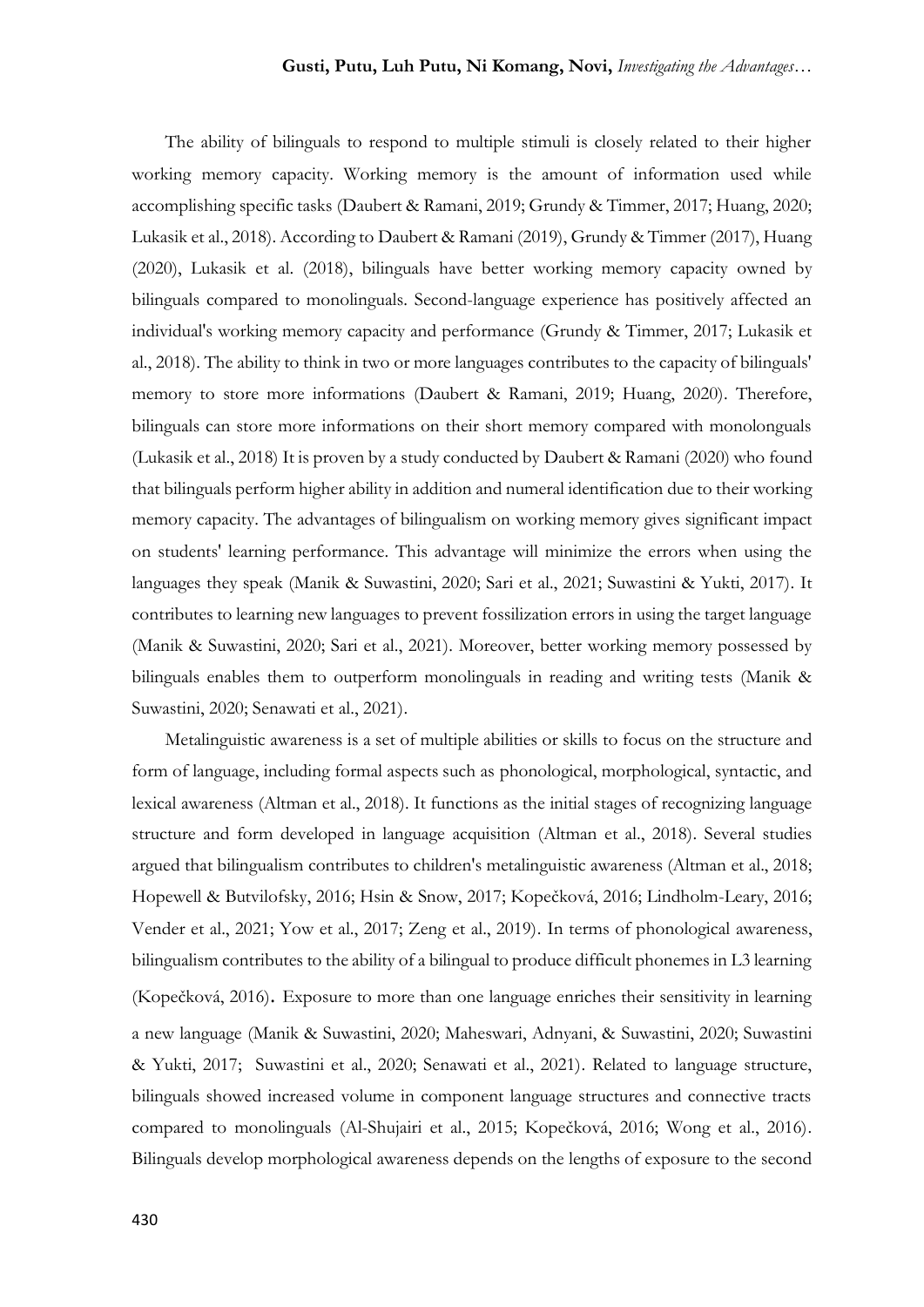The ability of bilinguals to respond to multiple stimuli is closely related to their higher working memory capacity. Working memory is the amount of information used while accomplishing specific tasks (Daubert & Ramani, 2019; Grundy & Timmer, 2017; Huang, 2020; Lukasik et al., 2018). According to Daubert & Ramani (2019), Grundy & Timmer (2017), Huang (2020), Lukasik et al. (2018), bilinguals have better working memory capacity owned by bilinguals compared to monolinguals. Second-language experience has positively affected an individual's working memory capacity and performance (Grundy & Timmer, 2017; Lukasik et al., 2018). The ability to think in two or more languages contributes to the capacity of bilinguals' memory to store more informations (Daubert & Ramani, 2019; Huang, 2020). Therefore, bilinguals can store more informations on their short memory compared with monolonguals (Lukasik et al., 2018) It is proven by a study conducted by Daubert & Ramani (2020) who found that bilinguals perform higher ability in addition and numeral identification due to their working memory capacity. The advantages of bilingualism on working memory gives significant impact on students' learning performance. This advantage will minimize the errors when using the languages they speak (Manik & Suwastini, 2020; Sari et al., 2021; Suwastini & Yukti, 2017). It contributes to learning new languages to prevent fossilization errors in using the target language (Manik & Suwastini, 2020; Sari et al., 2021). Moreover, better working memory possessed by bilinguals enables them to outperform monolinguals in reading and writing tests (Manik & Suwastini, 2020; Senawati et al., 2021).

Metalinguistic awareness is a set of multiple abilities or skills to focus on the structure and form of language, including formal aspects such as phonological, morphological, syntactic, and lexical awareness (Altman et al., 2018). It functions as the initial stages of recognizing language structure and form developed in language acquisition (Altman et al., 2018). Several studies argued that bilingualism contributes to children's metalinguistic awareness (Altman et al., 2018; Hopewell & Butvilofsky, 2016; Hsin & Snow, 2017; Kopečková, 2016; Lindholm-Leary, 2016; Vender et al., 2021; Yow et al., 2017; Zeng et al., 2019). In terms of phonological awareness, bilingualism contributes to the ability of a bilingual to produce difficult phonemes in L3 learning (Kopečková, 2016). Exposure to more than one language enriches their sensitivity in learning a new language (Manik & Suwastini, 2020; Maheswari, Adnyani, & Suwastini, 2020; Suwastini & Yukti, 2017; Suwastini et al., 2020; Senawati et al., 2021). Related to language structure, bilinguals showed increased volume in component language structures and connective tracts compared to monolinguals (Al-Shujairi et al., 2015; Kopečková, 2016; Wong et al., 2016). Bilinguals develop morphological awareness depends on the lengths of exposure to the second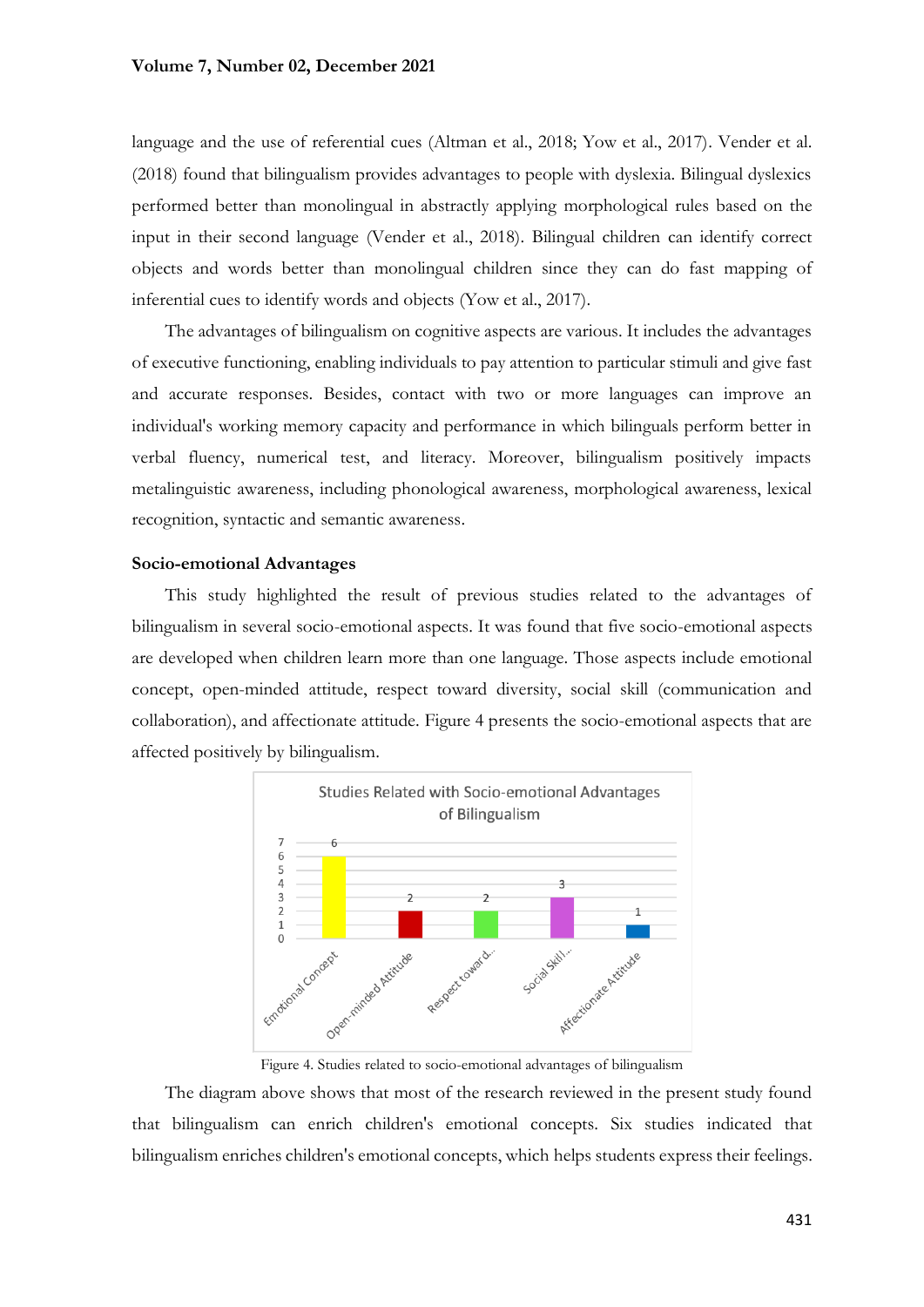language and the use of referential cues (Altman et al., 2018; Yow et al., 2017). Vender et al. (2018) found that bilingualism provides advantages to people with dyslexia. Bilingual dyslexics performed better than monolingual in abstractly applying morphological rules based on the input in their second language (Vender et al., 2018). Bilingual children can identify correct objects and words better than monolingual children since they can do fast mapping of inferential cues to identify words and objects (Yow et al., 2017).

The advantages of bilingualism on cognitive aspects are various. It includes the advantages of executive functioning, enabling individuals to pay attention to particular stimuli and give fast and accurate responses. Besides, contact with two or more languages can improve an individual's working memory capacity and performance in which bilinguals perform better in verbal fluency, numerical test, and literacy. Moreover, bilingualism positively impacts metalinguistic awareness, including phonological awareness, morphological awareness, lexical recognition, syntactic and semantic awareness.

### Socio-emotional Advantages

This study highlighted the result of previous studies related to the advantages of bilingualism in several socio-emotional aspects. It was found that five socio-emotional aspects are developed when children learn more than one language. Those aspects include emotional concept, open-minded attitude, respect toward diversity, social skill (communication and collaboration), and affectionate attitude. Figure 4 presents the socio-emotional aspects that are affected positively by bilingualism.

Studies Related with Socio-emotional Advantages of Bilingualism

| Aspect | Number of studies |
|---|---|
| Emotional Concept | 6 |
| Open-minded Attitude | 2 |
| Respect toward d... | 2 |
| Social Skill... | 3 |
| Affectionate Attitude | 1 |

Figure 4. Studies related to socio-emotional advantages of bilingualism

The diagram above shows that most of the research reviewed in the present study found that bilingualism can enrich children's emotional concepts. Six studies indicated that bilingualism enriches children's emotional concepts, which helps students express their feelings.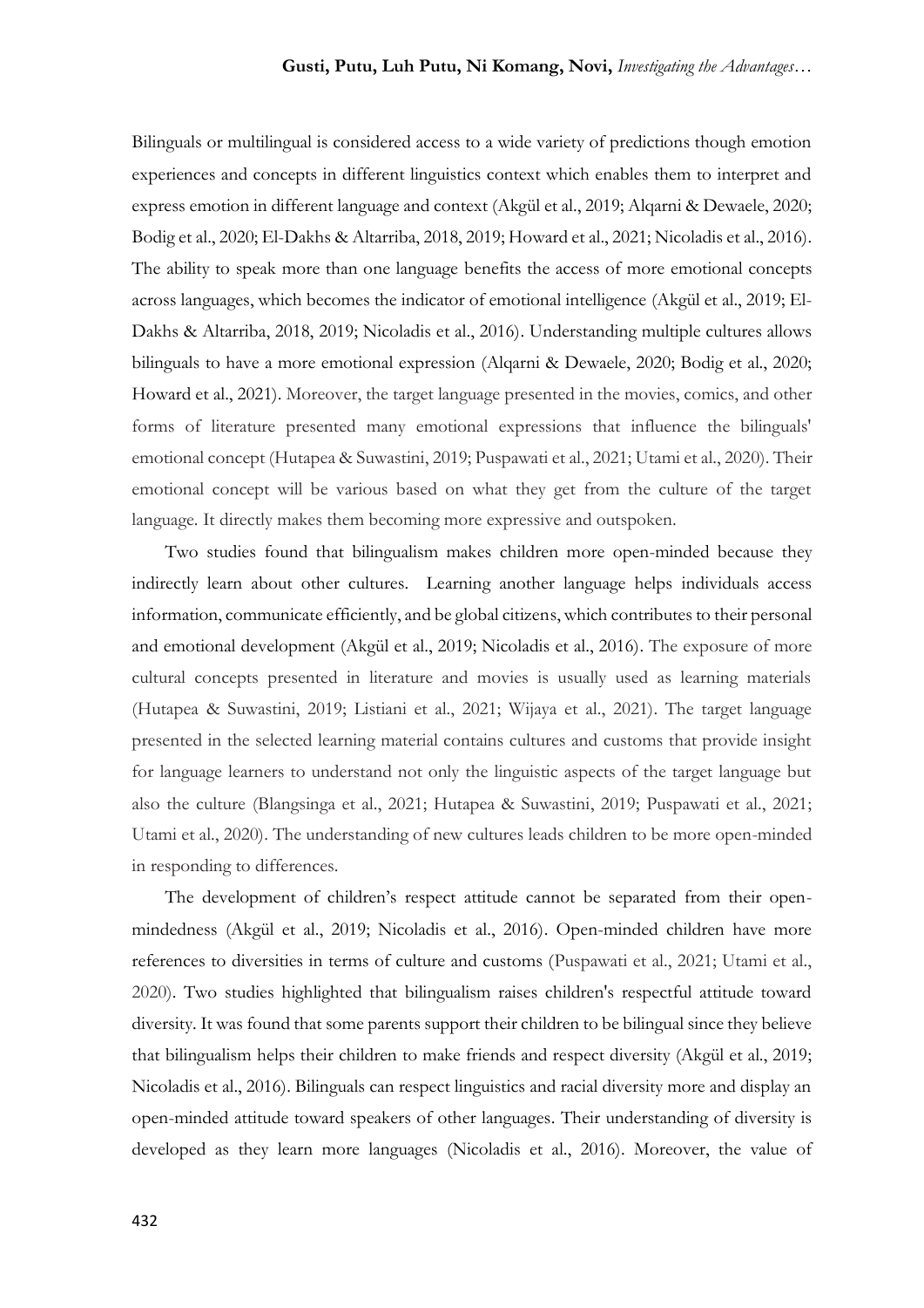Bilinguals or multilingual is considered access to a wide variety of predictions though emotion experiences and concepts in different linguistics context which enables them to interpret and express emotion in different language and context (Akgül et al., 2019; Alqarni & Dewaele, 2020; Bodig et al., 2020; El-Dakhs & Altarriba, 2018, 2019; Howard et al., 2021; Nicoladis et al., 2016). The ability to speak more than one language benefits the access of more emotional concepts across languages, which becomes the indicator of emotional intelligence (Akgül et al., 2019; El-Dakhs & Altarriba, 2018, 2019; Nicoladis et al., 2016). Understanding multiple cultures allows bilinguals to have a more emotional expression (Alqarni & Dewaele, 2020; Bodig et al., 2020; Howard et al., 2021). Moreover, the target language presented in the movies, comics, and other forms of literature presented many emotional expressions that influence the bilinguals' emotional concept (Hutapea & Suwastini, 2019; Puspawati et al., 2021; Utami et al., 2020). Their emotional concept will be various based on what they get from the culture of the target language. It directly makes them becoming more expressive and outspoken.

Two studies found that bilingualism makes children more open-minded because they indirectly learn about other cultures. Learning another language helps individuals access information, communicate efficiently, and be global citizens, which contributes to their personal and emotional development (Akgül et al., 2019; Nicoladis et al., 2016). The exposure of more cultural concepts presented in literature and movies is usually used as learning materials (Hutapea & Suwastini, 2019; Listiani et al., 2021; Wijaya et al., 2021). The target language presented in the selected learning material contains cultures and customs that provide insight for language learners to understand not only the linguistic aspects of the target language but also the culture (Blangsinga et al., 2021; Hutapea & Suwastini, 2019; Puspawati et al., 2021; Utami et al., 2020). The understanding of new cultures leads children to be more open-minded in responding to differences.

The development of children's respect attitude cannot be separated from their open-mindedness (Akgül et al., 2019; Nicoladis et al., 2016). Open-minded children have more references to diversities in terms of culture and customs (Puspawati et al., 2021; Utami et al., 2020). Two studies highlighted that bilingualism raises children's respectful attitude toward diversity. It was found that some parents support their children to be bilingual since they believe that bilingualism helps their children to make friends and respect diversity (Akgül et al., 2019; Nicoladis et al., 2016). Bilinguals can respect linguistics and racial diversity more and display an open-minded attitude toward speakers of other languages. Their understanding of diversity is developed as they learn more languages (Nicoladis et al., 2016). Moreover, the value of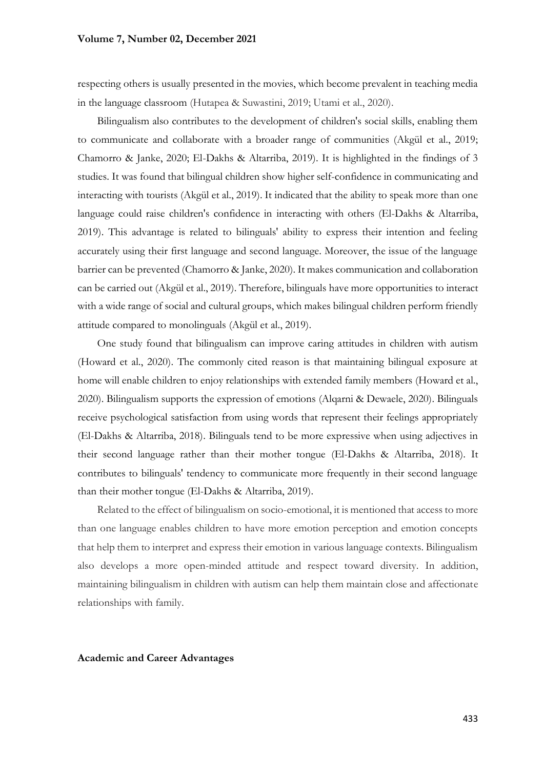respecting others is usually presented in the movies, which become prevalent in teaching media in the language classroom (Hutapea & Suwastini, 2019; Utami et al., 2020).

Bilingualism also contributes to the development of children's social skills, enabling them to communicate and collaborate with a broader range of communities (Akgül et al., 2019; Chamorro & Janke, 2020; El-Dakhs & Altarriba, 2019). It is highlighted in the findings of 3 studies. It was found that bilingual children show higher self-confidence in communicating and interacting with tourists (Akgül et al., 2019). It indicated that the ability to speak more than one language could raise children's confidence in interacting with others (El-Dakhs & Altarriba, 2019). This advantage is related to bilinguals' ability to express their intention and feeling accurately using their first language and second language. Moreover, the issue of the language barrier can be prevented (Chamorro & Janke, 2020). It makes communication and collaboration can be carried out (Akgül et al., 2019). Therefore, bilinguals have more opportunities to interact with a wide range of social and cultural groups, which makes bilingual children perform friendly attitude compared to monolinguals (Akgül et al., 2019).

One study found that bilingualism can improve caring attitudes in children with autism (Howard et al., 2020). The commonly cited reason is that maintaining bilingual exposure at home will enable children to enjoy relationships with extended family members (Howard et al., 2020). Bilingualism supports the expression of emotions (Alqarni & Dewaele, 2020). Bilinguals receive psychological satisfaction from using words that represent their feelings appropriately (El-Dakhs & Altarriba, 2018). Bilinguals tend to be more expressive when using adjectives in their second language rather than their mother tongue (El-Dakhs & Altarriba, 2018). It contributes to bilinguals' tendency to communicate more frequently in their second language than their mother tongue (El-Dakhs & Altarriba, 2019).

Related to the effect of bilingualism on socio-emotional, it is mentioned that access to more than one language enables children to have more emotion perception and emotion concepts that help them to interpret and express their emotion in various language contexts. Bilingualism also develops a more open-minded attitude and respect toward diversity. In addition, maintaining bilingualism in children with autism can help them maintain close and affectionate relationships with family.

### Academic and Career Advantages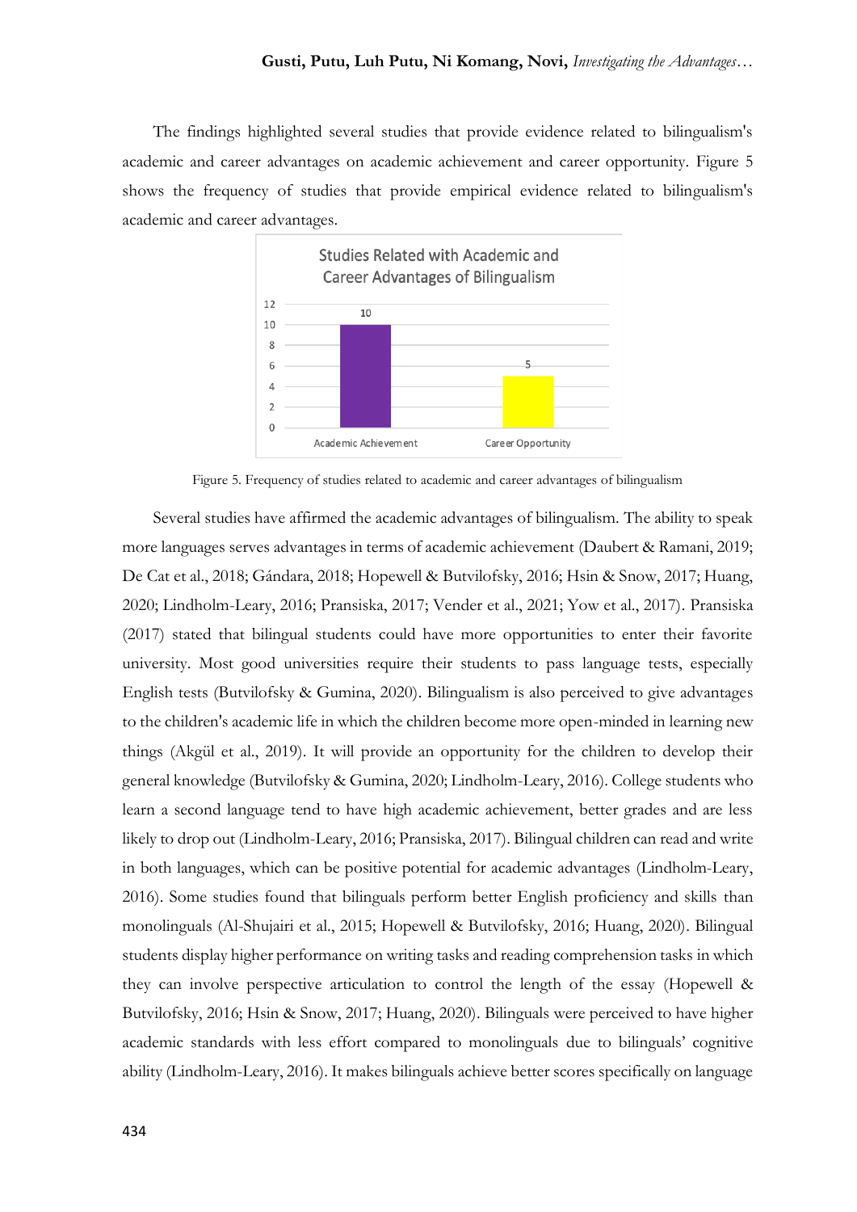The findings highlighted several studies that provide evidence related to bilingualism's academic and career advantages on academic achievement and career opportunity. Figure 5 shows the frequency of studies that provide empirical evidence related to bilingualism's academic and career advantages.

Figure 5. Frequency of studies related to academic and career advantages of bilingualism

Several studies have affirmed the academic advantages of bilingualism. The ability to speak more languages serves advantages in terms of academic achievement (Daubert & Ramani, 2019; De Cat et al., 2018; Gándara, 2018; Hopewell & Butvilofsky, 2016; Hsin & Snow, 2017; Huang, 2020; Lindholm-Leary, 2016; Pransiska, 2017; Vender et al., 2021; Yow et al., 2017). Pransiska (2017) stated that bilingual students could have more opportunities to enter their favorite university. Most good universities require their students to pass language tests, especially English tests (Butvilofsky & Gumina, 2020). Bilingualism is also perceived to give advantages to the children's academic life in which the children become more open-minded in learning new things (Akgül et al., 2019). It will provide an opportunity for the children to develop their general knowledge (Butvilofsky & Gumina, 2020; Lindholm-Leary, 2016). College students who learn a second language tend to have high academic achievement, better grades and are less likely to drop out (Lindholm-Leary, 2016; Pransiska, 2017). Bilingual children can read and write in both languages, which can be positive potential for academic advantages (Lindholm-Leary, 2016). Some studies found that bilinguals perform better English proficiency and skills than monolinguals (Al-Shujairi et al., 2015; Hopewell & Butvilofsky, 2016; Huang, 2020). Bilingual students display higher performance on writing tasks and reading comprehension tasks in which they can involve perspective articulation to control the length of the essay (Hopewell & Butvilofsky, 2016; Hsin & Snow, 2017; Huang, 2020). Bilinguals were perceived to have higher academic standards with less effort compared to monolinguals due to bilinguals' cognitive ability (Lindholm-Leary, 2016). It makes bilinguals achieve better scores specifically on language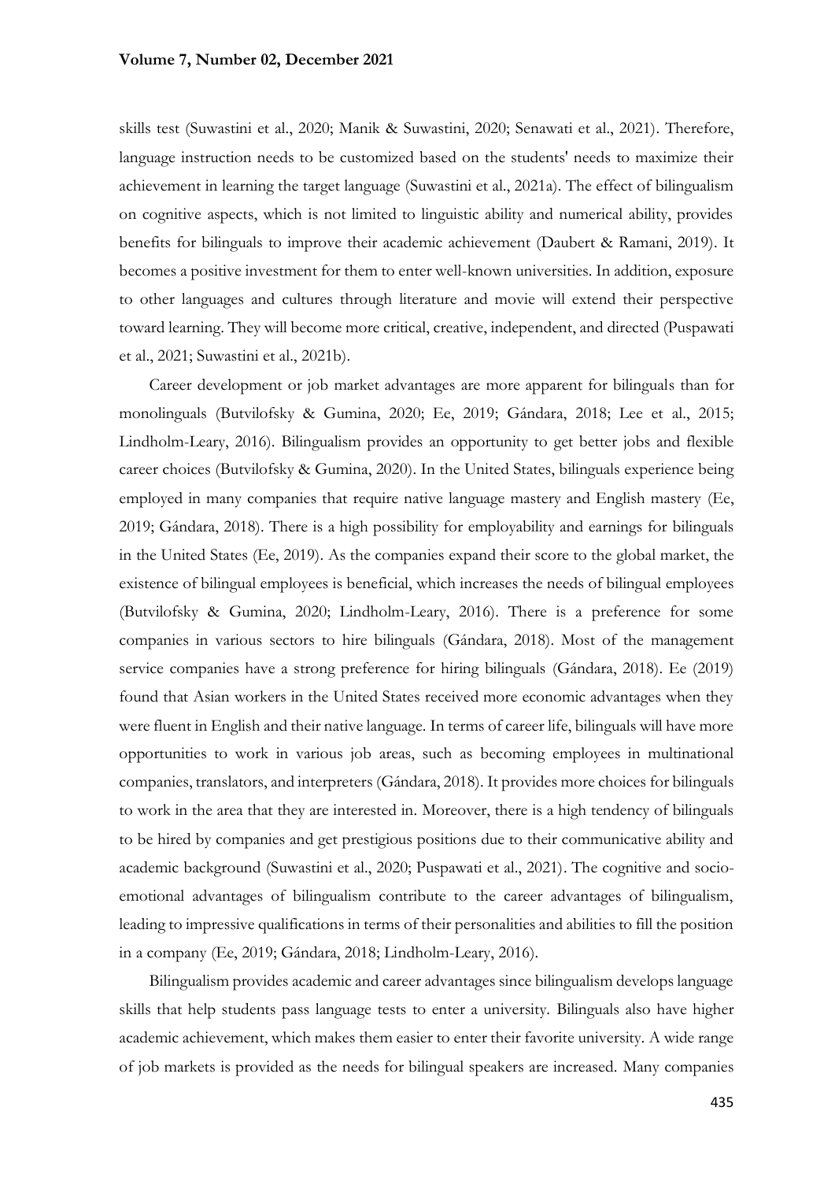skills test (Suwastini et al., 2020; Manik & Suwastini, 2020; Senawati et al., 2021). Therefore, language instruction needs to be customized based on the students' needs to maximize their achievement in learning the target language (Suwastini et al., 2021a). The effect of bilingualism on cognitive aspects, which is not limited to linguistic ability and numerical ability, provides benefits for bilinguals to improve their academic achievement (Daubert & Ramani, 2019). It becomes a positive investment for them to enter well-known universities. In addition, exposure to other languages and cultures through literature and movie will extend their perspective toward learning. They will become more critical, creative, independent, and directed (Puspawati et al., 2021; Suwastini et al., 2021b).

Career development or job market advantages are more apparent for bilinguals than for monolinguals (Butvilofsky & Gumina, 2020; Ee, 2019; Gándara, 2018; Lee et al., 2015; Lindholm-Leary, 2016). Bilingualism provides an opportunity to get better jobs and flexible career choices (Butvilofsky & Gumina, 2020). In the United States, bilinguals experience being employed in many companies that require native language mastery and English mastery (Ee, 2019; Gándara, 2018). There is a high possibility for employability and earnings for bilinguals in the United States (Ee, 2019). As the companies expand their score to the global market, the existence of bilingual employees is beneficial, which increases the needs of bilingual employees (Butvilofsky & Gumina, 2020; Lindholm-Leary, 2016). There is a preference for some companies in various sectors to hire bilinguals (Gándara, 2018). Most of the management service companies have a strong preference for hiring bilinguals (Gándara, 2018). Ee (2019) found that Asian workers in the United States received more economic advantages when they were fluent in English and their native language. In terms of career life, bilinguals will have more opportunities to work in various job areas, such as becoming employees in multinational companies, translators, and interpreters (Gándara, 2018). It provides more choices for bilinguals to work in the area that they are interested in. Moreover, there is a high tendency of bilinguals to be hired by companies and get prestigious positions due to their communicative ability and academic background (Suwastini et al., 2020; Puspawati et al., 2021). The cognitive and socio-emotional advantages of bilingualism contribute to the career advantages of bilingualism, leading to impressive qualifications in terms of their personalities and abilities to fill the position in a company (Ee, 2019; Gándara, 2018; Lindholm-Leary, 2016).

Bilingualism provides academic and career advantages since bilingualism develops language skills that help students pass language tests to enter a university. Bilinguals also have higher academic achievement, which makes them easier to enter their favorite university. A wide range of job markets is provided as the needs for bilingual speakers are increased. Many companies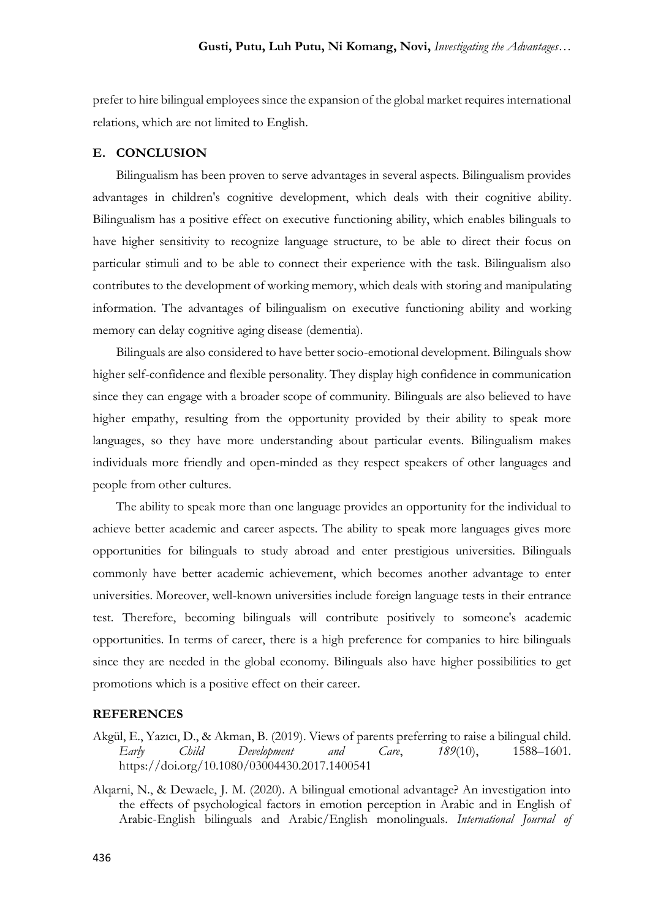prefer to hire bilingual employees since the expansion of the global market requires international relations, which are not limited to English.

## E. CONCLUSION

Bilingualism has been proven to serve advantages in several aspects. Bilingualism provides advantages in children's cognitive development, which deals with their cognitive ability. Bilingualism has a positive effect on executive functioning ability, which enables bilinguals to have higher sensitivity to recognize language structure, to be able to direct their focus on particular stimuli and to be able to connect their experience with the task. Bilingualism also contributes to the development of working memory, which deals with storing and manipulating information. The advantages of bilingualism on executive functioning ability and working memory can delay cognitive aging disease (dementia).

Bilinguals are also considered to have better socio-emotional development. Bilinguals show higher self-confidence and flexible personality. They display high confidence in communication since they can engage with a broader scope of community. Bilinguals are also believed to have higher empathy, resulting from the opportunity provided by their ability to speak more languages, so they have more understanding about particular events. Bilingualism makes individuals more friendly and open-minded as they respect speakers of other languages and people from other cultures.

The ability to speak more than one language provides an opportunity for the individual to achieve better academic and career aspects. The ability to speak more languages gives more opportunities for bilinguals to study abroad and enter prestigious universities. Bilinguals commonly have better academic achievement, which becomes another advantage to enter universities. Moreover, well-known universities include foreign language tests in their entrance test. Therefore, becoming bilinguals will contribute positively to someone's academic opportunities. In terms of career, there is a high preference for companies to hire bilinguals since they are needed in the global economy. Bilinguals also have higher possibilities to get promotions which is a positive effect on their career.

## REFERENCES

Akgül, E., Yazıcı, D., & Akman, B. (2019). Views of parents preferring to raise a bilingual child. *Early Child Development and Care*, *189*(10), 1588–1601. https://doi.org/10.1080/03004430.2017.1400541

Alqarni, N., & Dewaele, J. M. (2020). A bilingual emotional advantage? An investigation into the effects of psychological factors in emotion perception in Arabic and in English of Arabic-English bilinguals and Arabic/English monolinguals. *International Journal of*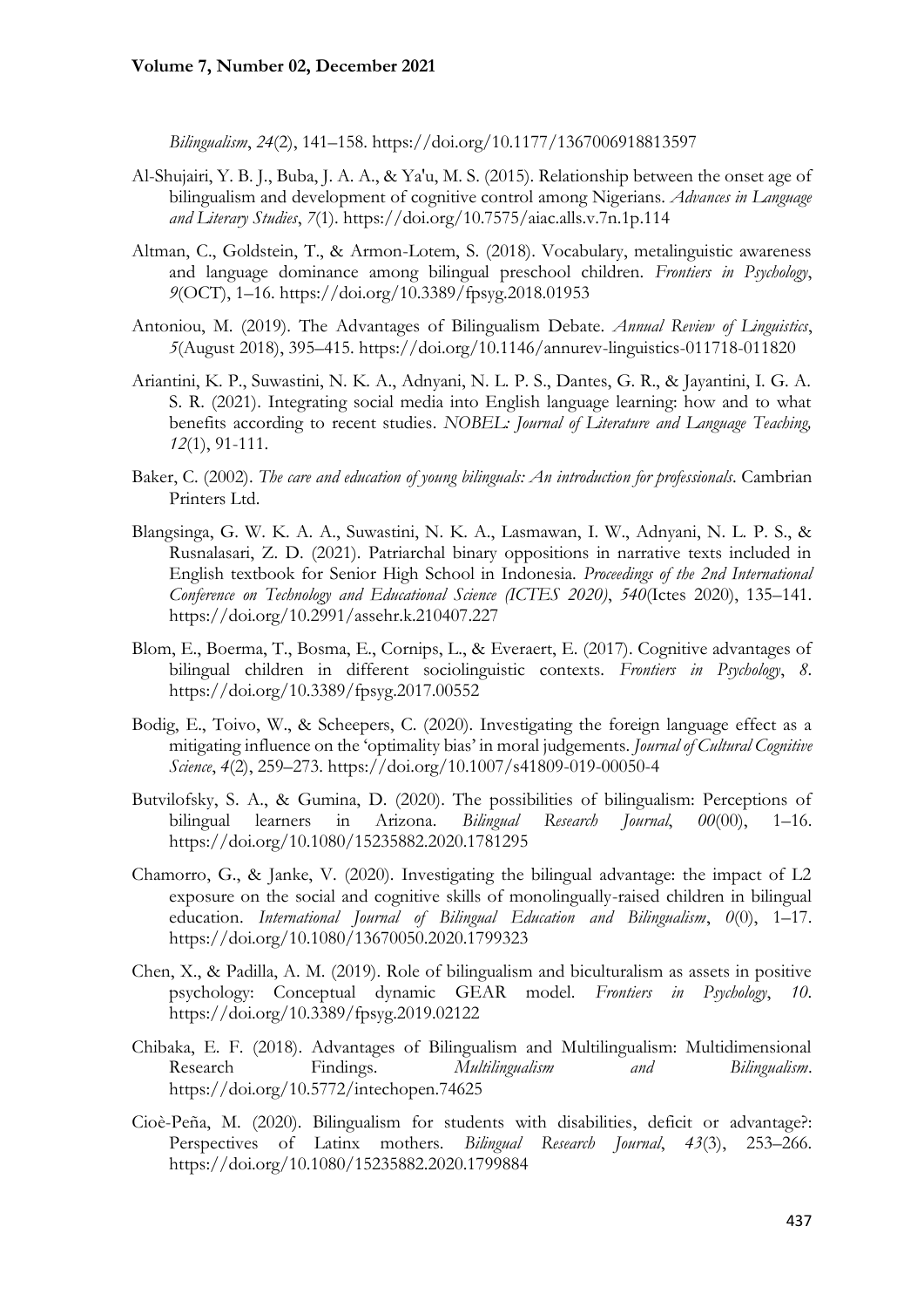*Bilingualism*, *24*(2), 141–158. https://doi.org/10.1177/1367006918813597

Al-Shujairi, Y. B. J., Buba, J. A. A., & Ya'u, M. S. (2015). Relationship between the onset age of bilingualism and development of cognitive control among Nigerians. *Advances in Language and Literary Studies*, *7*(1). https://doi.org/10.7575/aiac.alls.v.7n.1p.114

Altman, C., Goldstein, T., & Armon-Lotem, S. (2018). Vocabulary, metalinguistic awareness and language dominance among bilingual preschool children. *Frontiers in Psychology*, *9*(OCT), 1–16. https://doi.org/10.3389/fpsyg.2018.01953

Antoniou, M. (2019). The Advantages of Bilingualism Debate. *Annual Review of Linguistics*, *5*(August 2018), 395–415. https://doi.org/10.1146/annurev-linguistics-011718-011820

Ariantini, K. P., Suwastini, N. K. A., Adnyani, N. L. P. S., Dantes, G. R., & Jayantini, I. G. A. S. R. (2021). Integrating social media into English language learning: how and to what benefits according to recent studies. *NOBEL: Journal of Literature and Language Teaching, 12*(1), 91-111.

Baker, C. (2002). *The care and education of young bilinguals: An introduction for professionals*. Cambrian Printers Ltd.

Blangsinga, G. W. K. A. A., Suwastini, N. K. A., Lasmawan, I. W., Adnyani, N. L. P. S., & Rusnalasari, Z. D. (2021). Patriarchal binary oppositions in narrative texts included in English textbook for Senior High School in Indonesia. *Proceedings of the 2nd International Conference on Technology and Educational Science (ICTES 2020)*, *540*(Ictes 2020), 135–141. https://doi.org/10.2991/assehr.k.210407.227

Blom, E., Boerma, T., Bosma, E., Cornips, L., & Everaert, E. (2017). Cognitive advantages of bilingual children in different sociolinguistic contexts. *Frontiers in Psychology*, *8*. https://doi.org/10.3389/fpsyg.2017.00552

Bodig, E., Toivo, W., & Scheepers, C. (2020). Investigating the foreign language effect as a mitigating influence on the 'optimality bias' in moral judgements. *Journal of Cultural Cognitive Science*, *4*(2), 259–273. https://doi.org/10.1007/s41809-019-00050-4

Butvilofsky, S. A., & Gumina, D. (2020). The possibilities of bilingualism: Perceptions of bilingual learners in Arizona. *Bilingual Research Journal*, *00*(00), 1–16. https://doi.org/10.1080/15235882.2020.1781295

Chamorro, G., & Janke, V. (2020). Investigating the bilingual advantage: the impact of L2 exposure on the social and cognitive skills of monolingually-raised children in bilingual education. *International Journal of Bilingual Education and Bilingualism*, *0*(0), 1–17. https://doi.org/10.1080/13670050.2020.1799323

Chen, X., & Padilla, A. M. (2019). Role of bilingualism and biculturalism as assets in positive psychology: Conceptual dynamic GEAR model. *Frontiers in Psychology*, *10*. https://doi.org/10.3389/fpsyg.2019.02122

Chibaka, E. F. (2018). Advantages of Bilingualism and Multilingualism: Multidimensional Research Findings. *Multilingualism and Bilingualism*. https://doi.org/10.5772/intechopen.74625

Cioè-Peña, M. (2020). Bilingualism for students with disabilities, deficit or advantage?: Perspectives of Latinx mothers. *Bilingual Research Journal*, *43*(3), 253–266. https://doi.org/10.1080/15235882.2020.1799884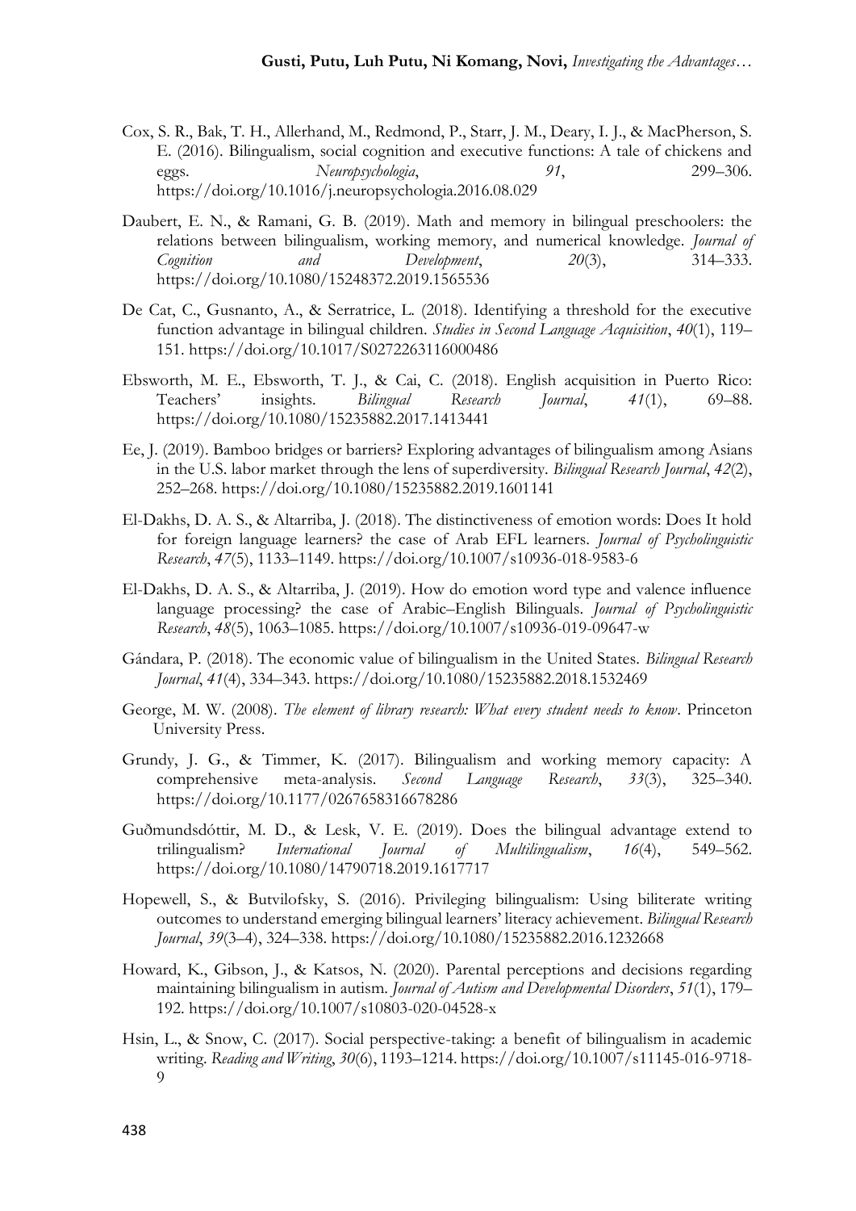Cox, S. R., Bak, T. H., Allerhand, M., Redmond, P., Starr, J. M., Deary, I. J., & MacPherson, S. E. (2016). Bilingualism, social cognition and executive functions: A tale of chickens and eggs. *Neuropsychologia*, *91*, 299–306. https://doi.org/10.1016/j.neuropsychologia.2016.08.029

Daubert, E. N., & Ramani, G. B. (2019). Math and memory in bilingual preschoolers: the relations between bilingualism, working memory, and numerical knowledge. *Journal of Cognition and Development*, *20*(3), 314–333. https://doi.org/10.1080/15248372.2019.1565536

De Cat, C., Gusnanto, A., & Serratrice, L. (2018). Identifying a threshold for the executive function advantage in bilingual children. *Studies in Second Language Acquisition*, *40*(1), 119–151. https://doi.org/10.1017/S0272263116000486

Ebsworth, M. E., Ebsworth, T. J., & Cai, C. (2018). English acquisition in Puerto Rico: Teachers' insights. *Bilingual Research Journal*, *41*(1), 69–88. https://doi.org/10.1080/15235882.2017.1413441

Ee, J. (2019). Bamboo bridges or barriers? Exploring advantages of bilingualism among Asians in the U.S. labor market through the lens of superdiversity. *Bilingual Research Journal*, *42*(2), 252–268. https://doi.org/10.1080/15235882.2019.1601141

El-Dakhs, D. A. S., & Altarriba, J. (2018). The distinctiveness of emotion words: Does It hold for foreign language learners? the case of Arab EFL learners. *Journal of Psycholinguistic Research*, *47*(5), 1133–1149. https://doi.org/10.1007/s10936-018-9583-6

El-Dakhs, D. A. S., & Altarriba, J. (2019). How do emotion word type and valence influence language processing? the case of Arabic–English Bilinguals. *Journal of Psycholinguistic Research*, *48*(5), 1063–1085. https://doi.org/10.1007/s10936-019-09647-w

Gándara, P. (2018). The economic value of bilingualism in the United States. *Bilingual Research Journal*, *41*(4), 334–343. https://doi.org/10.1080/15235882.2018.1532469

George, M. W. (2008). *The element of library research: What every student needs to know*. Princeton University Press.

Grundy, J. G., & Timmer, K. (2017). Bilingualism and working memory capacity: A comprehensive meta-analysis. *Second Language Research*, *33*(3), 325–340. https://doi.org/10.1177/0267658316678286

Guðmundsdóttir, M. D., & Lesk, V. E. (2019). Does the bilingual advantage extend to trilingualism? *International Journal of Multilingualism*, *16*(4), 549–562. https://doi.org/10.1080/14790718.2019.1617717

Hopewell, S., & Butvilofsky, S. (2016). Privileging bilingualism: Using biliterate writing outcomes to understand emerging bilingual learners' literacy achievement. *Bilingual Research Journal*, *39*(3–4), 324–338. https://doi.org/10.1080/15235882.2016.1232668

Howard, K., Gibson, J., & Katsos, N. (2020). Parental perceptions and decisions regarding maintaining bilingualism in autism. *Journal of Autism and Developmental Disorders*, *51*(1), 179–192. https://doi.org/10.1007/s10803-020-04528-x

Hsin, L., & Snow, C. (2017). Social perspective-taking: a benefit of bilingualism in academic writing. *Reading and Writing*, *30*(6), 1193–1214. https://doi.org/10.1007/s11145-016-9718-9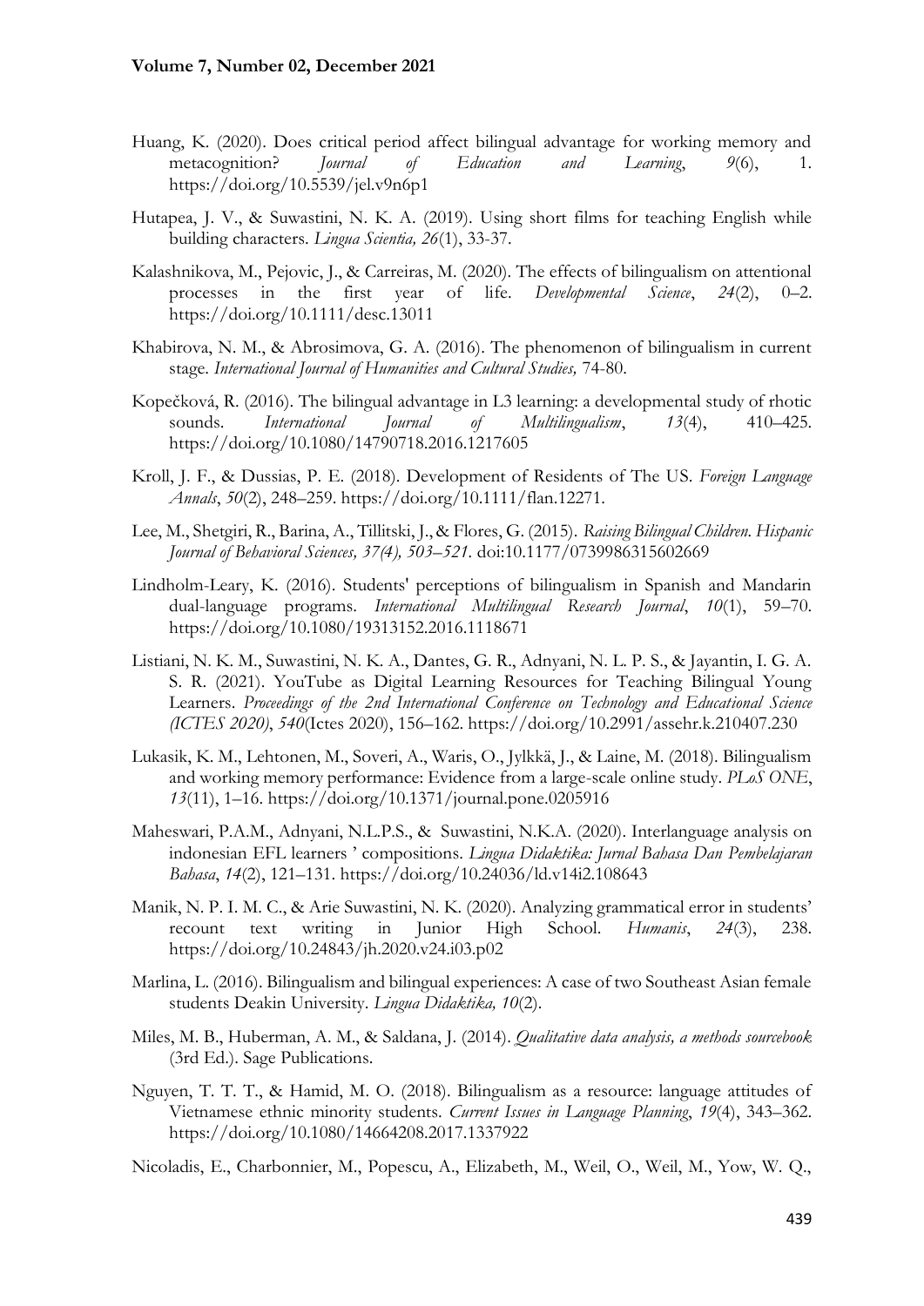Huang, K. (2020). Does critical period affect bilingual advantage for working memory and metacognition? *Journal of Education and Learning*, *9*(6), 1. https://doi.org/10.5539/jel.v9n6p1

Hutapea, J. V., & Suwastini, N. K. A. (2019). Using short films for teaching English while building characters. *Lingua Scientia, 26*(1), 33-37.

Kalashnikova, M., Pejovic, J., & Carreiras, M. (2020). The effects of bilingualism on attentional processes in the first year of life. *Developmental Science*, *24*(2), 0–2. https://doi.org/10.1111/desc.13011

Khabirova, N. M., & Abrosimova, G. A. (2016). The phenomenon of bilingualism in current stage. *International Journal of Humanities and Cultural Studies,* 74-80.

Kopečková, R. (2016). The bilingual advantage in L3 learning: a developmental study of rhotic sounds. *International Journal of Multilingualism*, *13*(4), 410–425. https://doi.org/10.1080/14790718.2016.1217605

Kroll, J. F., & Dussias, P. E. (2018). Development of Residents of The US. *Foreign Language Annals*, *50*(2), 248–259. https://doi.org/10.1111/flan.12271.

Lee, M., Shetgiri, R., Barina, A., Tillitski, J., & Flores, G. (2015). *Raising Bilingual Children. Hispanic Journal of Behavioral Sciences, 37(4), 503–521.* doi:10.1177/0739986315602669

Lindholm-Leary, K. (2016). Students' perceptions of bilingualism in Spanish and Mandarin dual-language programs. *International Multilingual Research Journal*, *10*(1), 59–70. https://doi.org/10.1080/19313152.2016.1118671

Listiani, N. K. M., Suwastini, N. K. A., Dantes, G. R., Adnyani, N. L. P. S., & Jayantin, I. G. A. S. R. (2021). YouTube as Digital Learning Resources for Teaching Bilingual Young Learners. *Proceedings of the 2nd International Conference on Technology and Educational Science (ICTES 2020)*, *540*(Ictes 2020), 156–162. https://doi.org/10.2991/assehr.k.210407.230

Lukasik, K. M., Lehtonen, M., Soveri, A., Waris, O., Jylkkä, J., & Laine, M. (2018). Bilingualism and working memory performance: Evidence from a large-scale online study. *PLoS ONE*, *13*(11), 1–16. https://doi.org/10.1371/journal.pone.0205916

Maheswari, P.A.M., Adnyani, N.L.P.S., & Suwastini, N.K.A. (2020). Interlanguage analysis on indonesian EFL learners ' compositions. *Lingua Didaktika: Jurnal Bahasa Dan Pembelajaran Bahasa*, *14*(2), 121–131. https://doi.org/10.24036/ld.v14i2.108643

Manik, N. P. I. M. C., & Arie Suwastini, N. K. (2020). Analyzing grammatical error in students' recount text writing in Junior High School. *Humanis*, *24*(3), 238. https://doi.org/10.24843/jh.2020.v24.i03.p02

Marlina, L. (2016). Bilingualism and bilingual experiences: A case of two Southeast Asian female students Deakin University. *Lingua Didaktika, 10*(2).

Miles, M. B., Huberman, A. M., & Saldana, J. (2014). *Qualitative data analysis, a methods sourcebook* (3rd Ed.). Sage Publications.

Nguyen, T. T. T., & Hamid, M. O. (2018). Bilingualism as a resource: language attitudes of Vietnamese ethnic minority students. *Current Issues in Language Planning*, *19*(4), 343–362. https://doi.org/10.1080/14664208.2017.1337922

Nicoladis, E., Charbonnier, M., Popescu, A., Elizabeth, M., Weil, O., Weil, M., Yow, W. Q.,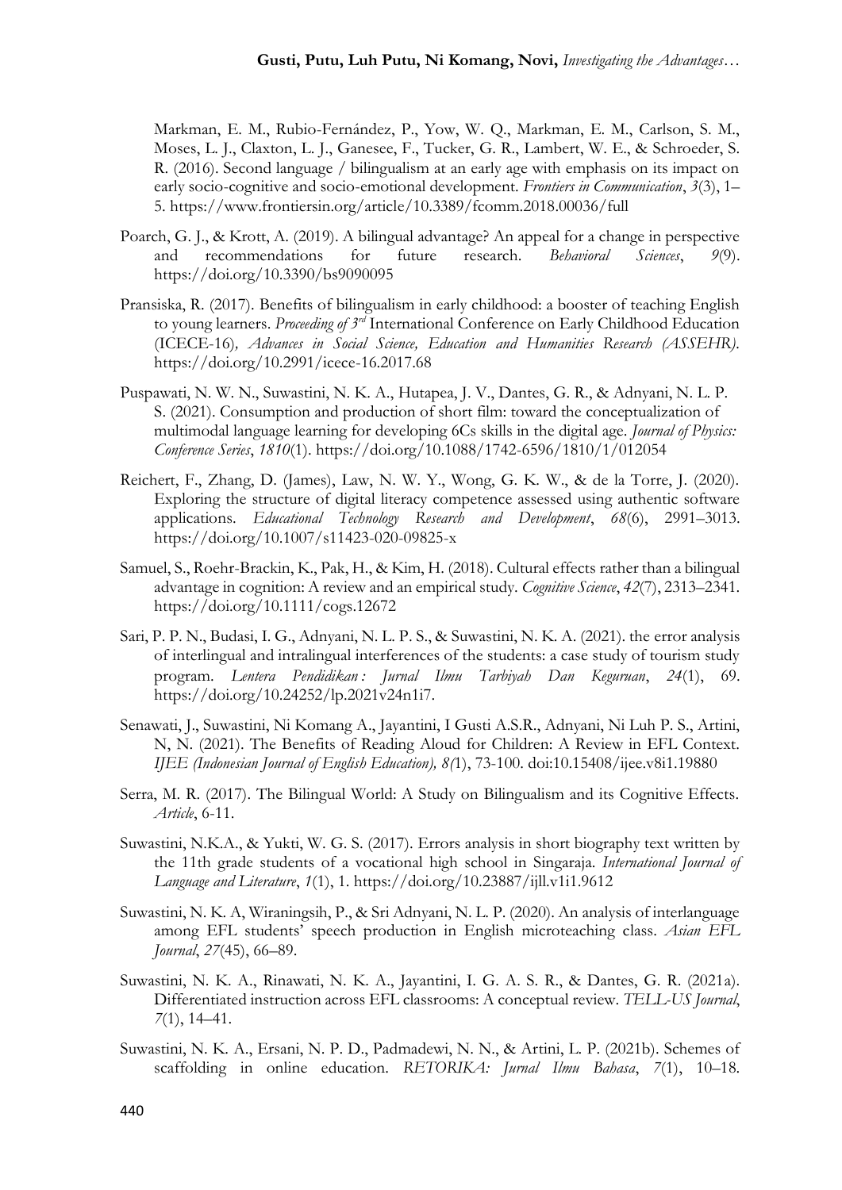Markman, E. M., Rubio-Fernández, P., Yow, W. Q., Markman, E. M., Carlson, S. M., Moses, L. J., Claxton, L. J., Ganesee, F., Tucker, G. R., Lambert, W. E., & Schroeder, S. R. (2016). Second language / bilingualism at an early age with emphasis on its impact on early socio-cognitive and socio-emotional development. *Frontiers in Communication*, *3*(3), 1–5. https://www.frontiersin.org/article/10.3389/fcomm.2018.00036/full

Poarch, G. J., & Krott, A. (2019). A bilingual advantage? An appeal for a change in perspective and recommendations for future research. *Behavioral Sciences*, *9*(9). https://doi.org/10.3390/bs9090095

Pransiska, R. (2017). Benefits of bilingualism in early childhood: a booster of teaching English to young learners. *Proceeding of 3rd* International Conference on Early Childhood Education (ICECE-16)*, Advances in Social Science, Education and Humanities Research (ASSEHR).* https://doi.org/10.2991/icece-16.2017.68

Puspawati, N. W. N., Suwastini, N. K. A., Hutapea, J. V., Dantes, G. R., & Adnyani, N. L. P. S. (2021). Consumption and production of short film: toward the conceptualization of multimodal language learning for developing 6Cs skills in the digital age. *Journal of Physics: Conference Series*, *1810*(1). https://doi.org/10.1088/1742-6596/1810/1/012054

Reichert, F., Zhang, D. (James), Law, N. W. Y., Wong, G. K. W., & de la Torre, J. (2020). Exploring the structure of digital literacy competence assessed using authentic software applications. *Educational Technology Research and Development*, *68*(6), 2991–3013. https://doi.org/10.1007/s11423-020-09825-x

Samuel, S., Roehr-Brackin, K., Pak, H., & Kim, H. (2018). Cultural effects rather than a bilingual advantage in cognition: A review and an empirical study. *Cognitive Science*, *42*(7), 2313–2341. https://doi.org/10.1111/cogs.12672

Sari, P. P. N., Budasi, I. G., Adnyani, N. L. P. S., & Suwastini, N. K. A. (2021). the error analysis of interlingual and intralingual interferences of the students: a case study of tourism study program. *Lentera Pendidikan : Jurnal Ilmu Tarbiyah Dan Keguruan*, *24*(1), 69. https://doi.org/10.24252/lp.2021v24n1i7.

Senawati, J., Suwastini, Ni Komang A., Jayantini, I Gusti A.S.R., Adnyani, Ni Luh P. S., Artini, N, N. (2021). The Benefits of Reading Aloud for Children: A Review in EFL Context. *IJEE (Indonesian Journal of English Education), 8(*1), 73-100. doi:10.15408/ijee.v8i1.19880

Serra, M. R. (2017). The Bilingual World: A Study on Bilingualism and its Cognitive Effects. *Article*, 6-11.

Suwastini, N.K.A., & Yukti, W. G. S. (2017). Errors analysis in short biography text written by the 11th grade students of a vocational high school in Singaraja. *International Journal of Language and Literature*, *1*(1), 1. https://doi.org/10.23887/ijll.v1i1.9612

Suwastini, N. K. A, Wiraningsih, P., & Sri Adnyani, N. L. P. (2020). An analysis of interlanguage among EFL students' speech production in English microteaching class. *Asian EFL Journal*, *27*(45), 66–89.

Suwastini, N. K. A., Rinawati, N. K. A., Jayantini, I. G. A. S. R., & Dantes, G. R. (2021a). Differentiated instruction across EFL classrooms: A conceptual review. *TELL-US Journal*, *7*(1), 14–41.

Suwastini, N. K. A., Ersani, N. P. D., Padmadewi, N. N., & Artini, L. P. (2021b). Schemes of scaffolding in online education. *RETORIKA: Jurnal Ilmu Bahasa*, *7*(1), 10–18.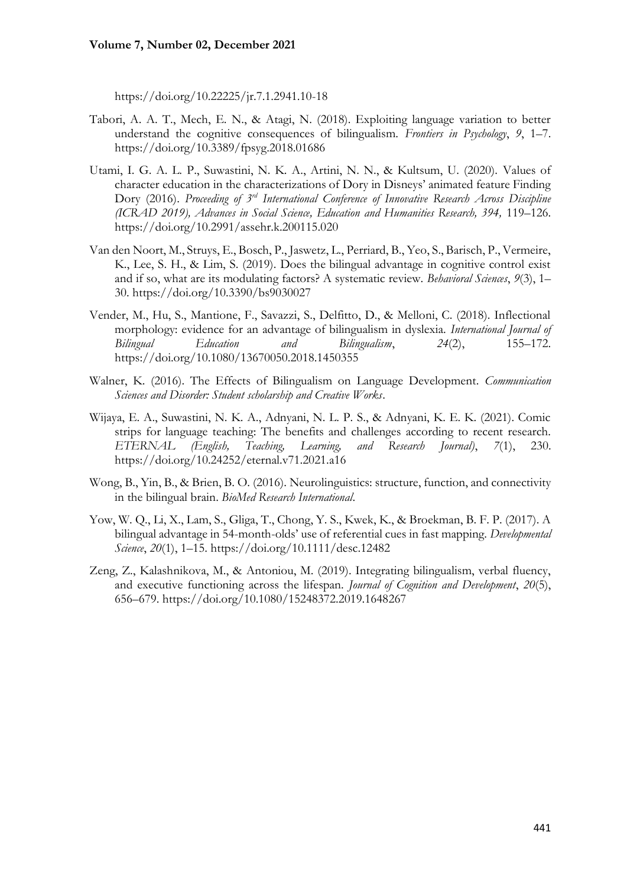https://doi.org/10.22225/jr.7.1.2941.10-18

Tabori, A. A. T., Mech, E. N., & Atagi, N. (2018). Exploiting language variation to better understand the cognitive consequences of bilingualism. *Frontiers in Psychology*, *9*, 1–7. https://doi.org/10.3389/fpsyg.2018.01686

Utami, I. G. A. L. P., Suwastini, N. K. A., Artini, N. N., & Kultsum, U. (2020). Values of character education in the characterizations of Dory in Disneys' animated feature Finding Dory (2016). *Proceeding of 3rd International Conference of Innovative Research Across Discipline (ICRAD 2019), Advances in Social Science, Education and Humanities Research, 394,* 119–126. https://doi.org/10.2991/assehr.k.200115.020

Van den Noort, M., Struys, E., Bosch, P., Jaswetz, L., Perriard, B., Yeo, S., Barisch, P., Vermeire, K., Lee, S. H., & Lim, S. (2019). Does the bilingual advantage in cognitive control exist and if so, what are its modulating factors? A systematic review. *Behavioral Sciences*, *9*(3), 1–30. https://doi.org/10.3390/bs9030027

Vender, M., Hu, S., Mantione, F., Savazzi, S., Delfitto, D., & Melloni, C. (2018). Inflectional morphology: evidence for an advantage of bilingualism in dyslexia. *International Journal of Bilingual Education and Bilingualism*, *24*(2), 155–172. https://doi.org/10.1080/13670050.2018.1450355

Walner, K. (2016). The Effects of Bilingualism on Language Development. *Communication Sciences and Disorder: Student scholarship and Creative Works*.

Wijaya, E. A., Suwastini, N. K. A., Adnyani, N. L. P. S., & Adnyani, K. E. K. (2021). Comic strips for language teaching: The benefits and challenges according to recent research. *ETERNAL (English, Teaching, Learning, and Research Journal)*, *7*(1), 230. https://doi.org/10.24252/eternal.v71.2021.a16

Wong, B., Yin, B., & Brien, B. O. (2016). Neurolinguistics: structure, function, and connectivity in the bilingual brain. *BioMed Research International*.

Yow, W. Q., Li, X., Lam, S., Gliga, T., Chong, Y. S., Kwek, K., & Broekman, B. F. P. (2017). A bilingual advantage in 54-month-olds' use of referential cues in fast mapping. *Developmental Science*, *20*(1), 1–15. https://doi.org/10.1111/desc.12482

Zeng, Z., Kalashnikova, M., & Antoniou, M. (2019). Integrating bilingualism, verbal fluency, and executive functioning across the lifespan. *Journal of Cognition and Development*, *20*(5), 656–679. https://doi.org/10.1080/15248372.2019.1648267